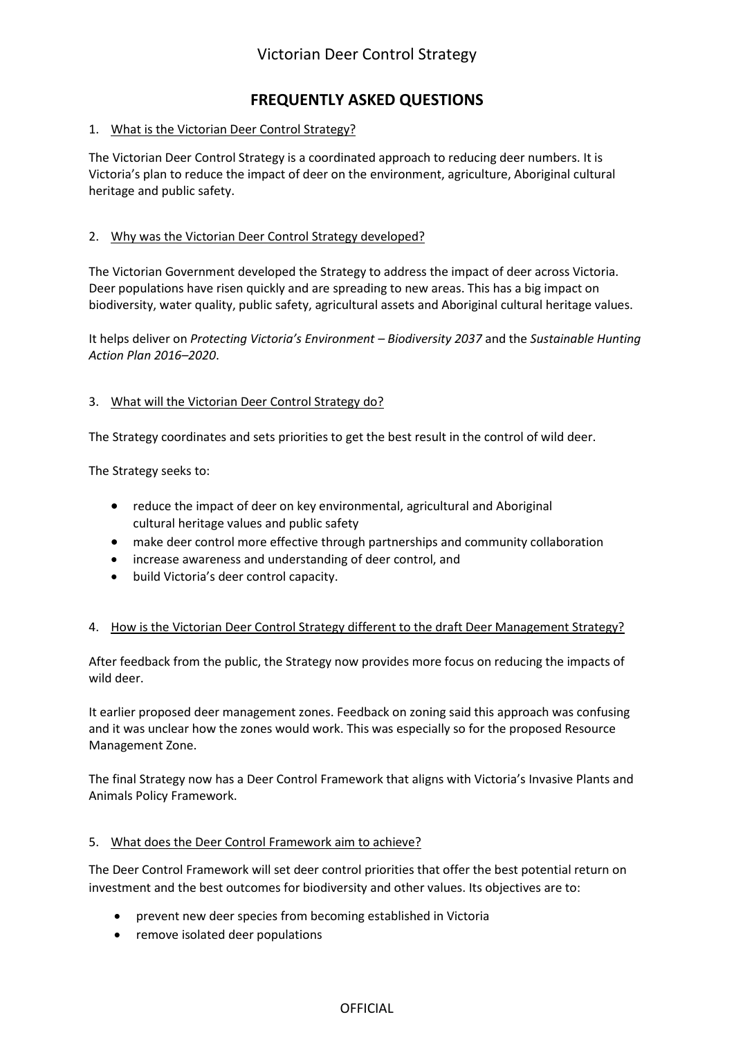# Victorian Deer Control Strategy

## FREQUENTLY ASKED QUESTIONS

1. What is the Victorian Deer Control Strategy?

The Victorian Deer Control Strategy is a coordinated approach to reducing deer numbers. It is Victoria's plan to reduce the impact of deer on the environment, agriculture, Aboriginal cultural heritage and public safety.

2. Why was the Victorian Deer Control Strategy developed?

The Victorian Government developed the Strategy to address the impact of deer across Victoria. Deer populations have risen quickly and are spreading to new areas. This has a big impact on biodiversity, water quality, public safety, agricultural assets and Aboriginal cultural heritage values.

It helps deliver on *Protecting Victoria's Environment – Biodiversity 2037* and the *Sustainable Hunting Action Plan 2016–2020*.

3. What will the Victorian Deer Control Strategy do?

The Strategy coordinates and sets priorities to get the best result in the control of wild deer.

The Strategy seeks to:

- reduce the impact of deer on key environmental, agricultural and Aboriginal cultural heritage values and public safety
- make deer control more effective through partnerships and community collaboration
- increase awareness and understanding of deer control, and
- build Victoria's deer control capacity.

4. How is the Victorian Deer Control Strategy different to the draft Deer Management Strategy?

After feedback from the public, the Strategy now provides more focus on reducing the impacts of wild deer.

It earlier proposed deer management zones. Feedback on zoning said this approach was confusing and it was unclear how the zones would work. This was especially so for the proposed Resource Management Zone.

The final Strategy now has a Deer Control Framework that aligns with Victoria's Invasive Plants and Animals Policy Framework.

5. What does the Deer Control Framework aim to achieve?

The Deer Control Framework will set deer control priorities that offer the best potential return on investment and the best outcomes for biodiversity and other values. Its objectives are to:

- prevent new deer species from becoming established in Victoria
- remove isolated deer populations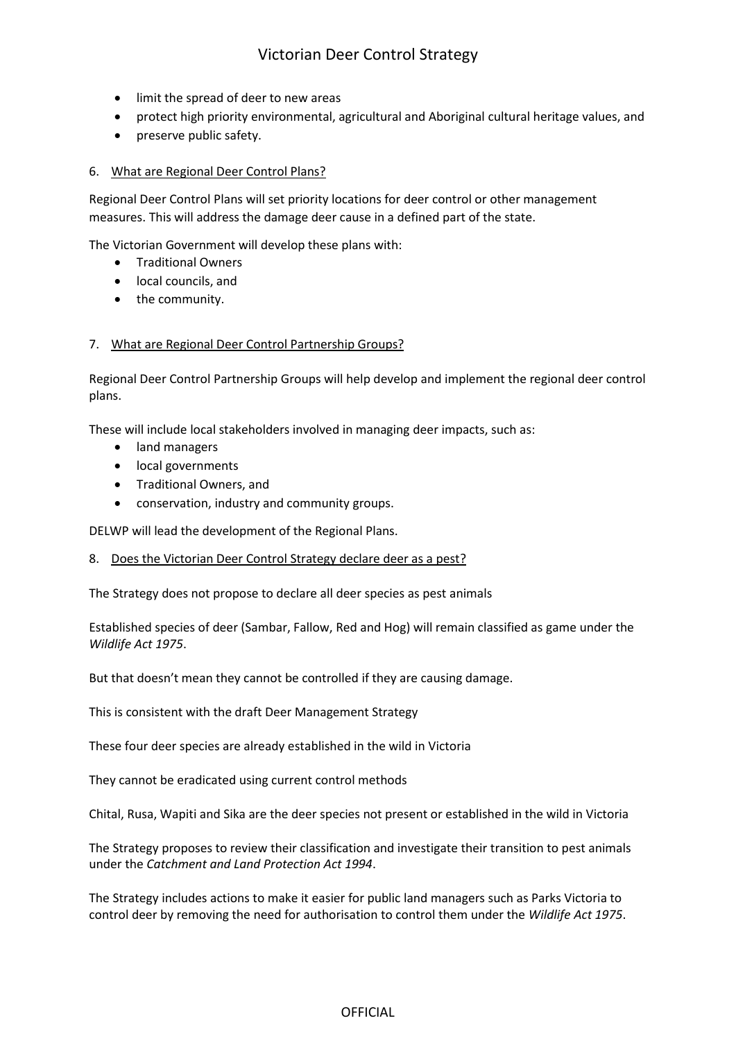- limit the spread of deer to new areas
- protect high priority environmental, agricultural and Aboriginal cultural heritage values, and
- preserve public safety.

6. <u>What are Regional Deer Control Plans?</u>

Regional Deer Control Plans will set priority locations for deer control or other management measures. This will address the damage deer cause in a defined part of the state.

The Victorian Government will develop these plans with:

- Traditional Owners
- local councils, and
- the community.

7. <u>What are Regional Deer Control Partnership Groups?</u>

Regional Deer Control Partnership Groups will help develop and implement the regional deer control plans.

These will include local stakeholders involved in managing deer impacts, such as:

- land managers
- local governments
- Traditional Owners, and
- conservation, industry and community groups.

DELWP will lead the development of the Regional Plans.

8. <u>Does the Victorian Deer Control Strategy declare deer as a pest?</u>

The Strategy does not propose to declare all deer species as pest animals

Established species of deer (Sambar, Fallow, Red and Hog) will remain classified as game under the *Wildlife Act 1975*.

But that doesn't mean they cannot be controlled if they are causing damage.

This is consistent with the draft Deer Management Strategy

These four deer species are already established in the wild in Victoria

They cannot be eradicated using current control methods

Chital, Rusa, Wapiti and Sika are the deer species not present or established in the wild in Victoria

The Strategy proposes to review their classification and investigate their transition to pest animals under the *Catchment and Land Protection Act 1994*.

The Strategy includes actions to make it easier for public land managers such as Parks Victoria to control deer by removing the need for authorisation to control them under the *Wildlife Act 1975*.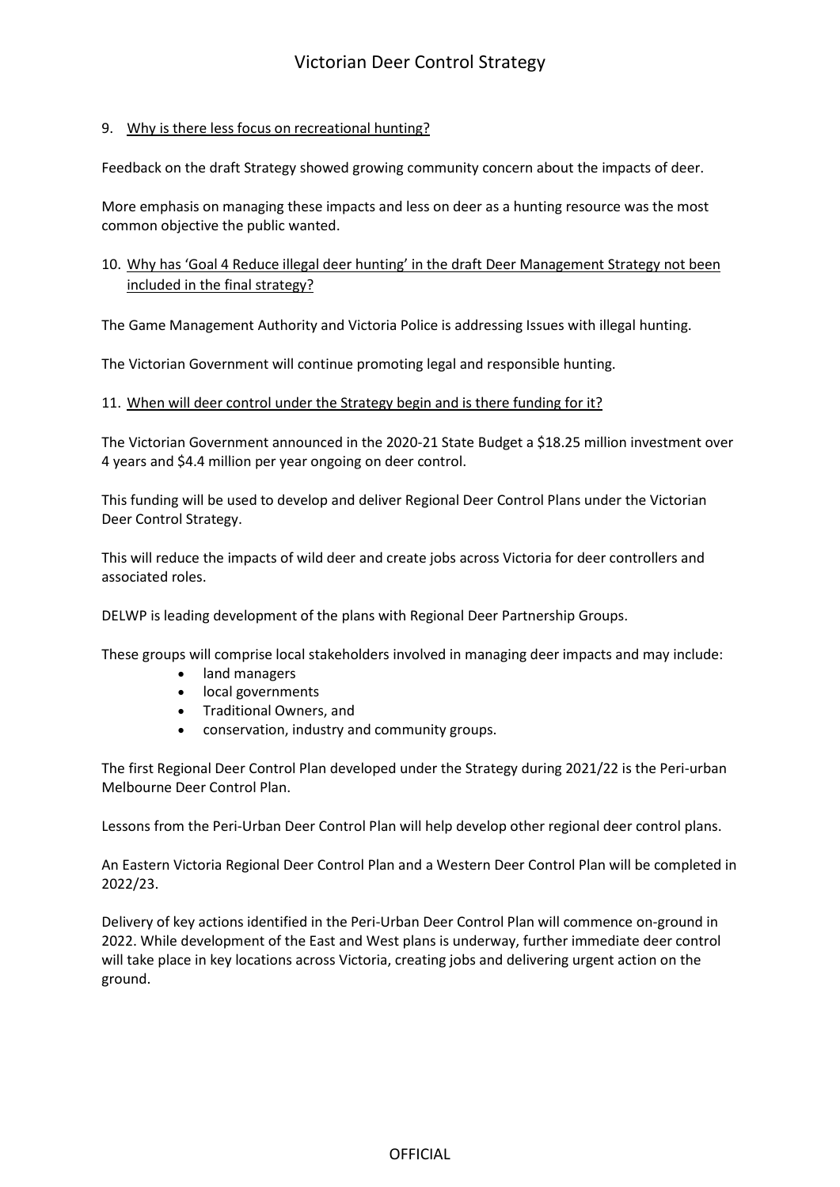9. Why is there less focus on recreational hunting?

Feedback on the draft Strategy showed growing community concern about the impacts of deer.

More emphasis on managing these impacts and less on deer as a hunting resource was the most common objective the public wanted.

10. Why has 'Goal 4 Reduce illegal deer hunting' in the draft Deer Management Strategy not been included in the final strategy?

The Game Management Authority and Victoria Police is addressing Issues with illegal hunting.

The Victorian Government will continue promoting legal and responsible hunting.

11. When will deer control under the Strategy begin and is there funding for it?

The Victorian Government announced in the 2020-21 State Budget a $18.25 million investment over 4 years and $4.4 million per year ongoing on deer control.

This funding will be used to develop and deliver Regional Deer Control Plans under the Victorian Deer Control Strategy.

This will reduce the impacts of wild deer and create jobs across Victoria for deer controllers and associated roles.

DELWP is leading development of the plans with Regional Deer Partnership Groups.

These groups will comprise local stakeholders involved in managing deer impacts and may include:

- land managers
- local governments
- Traditional Owners, and
- conservation, industry and community groups.

The first Regional Deer Control Plan developed under the Strategy during 2021/22 is the Peri-urban Melbourne Deer Control Plan.

Lessons from the Peri-Urban Deer Control Plan will help develop other regional deer control plans.

An Eastern Victoria Regional Deer Control Plan and a Western Deer Control Plan will be completed in 2022/23.

Delivery of key actions identified in the Peri-Urban Deer Control Plan will commence on-ground in 2022. While development of the East and West plans is underway, further immediate deer control will take place in key locations across Victoria, creating jobs and delivering urgent action on the ground.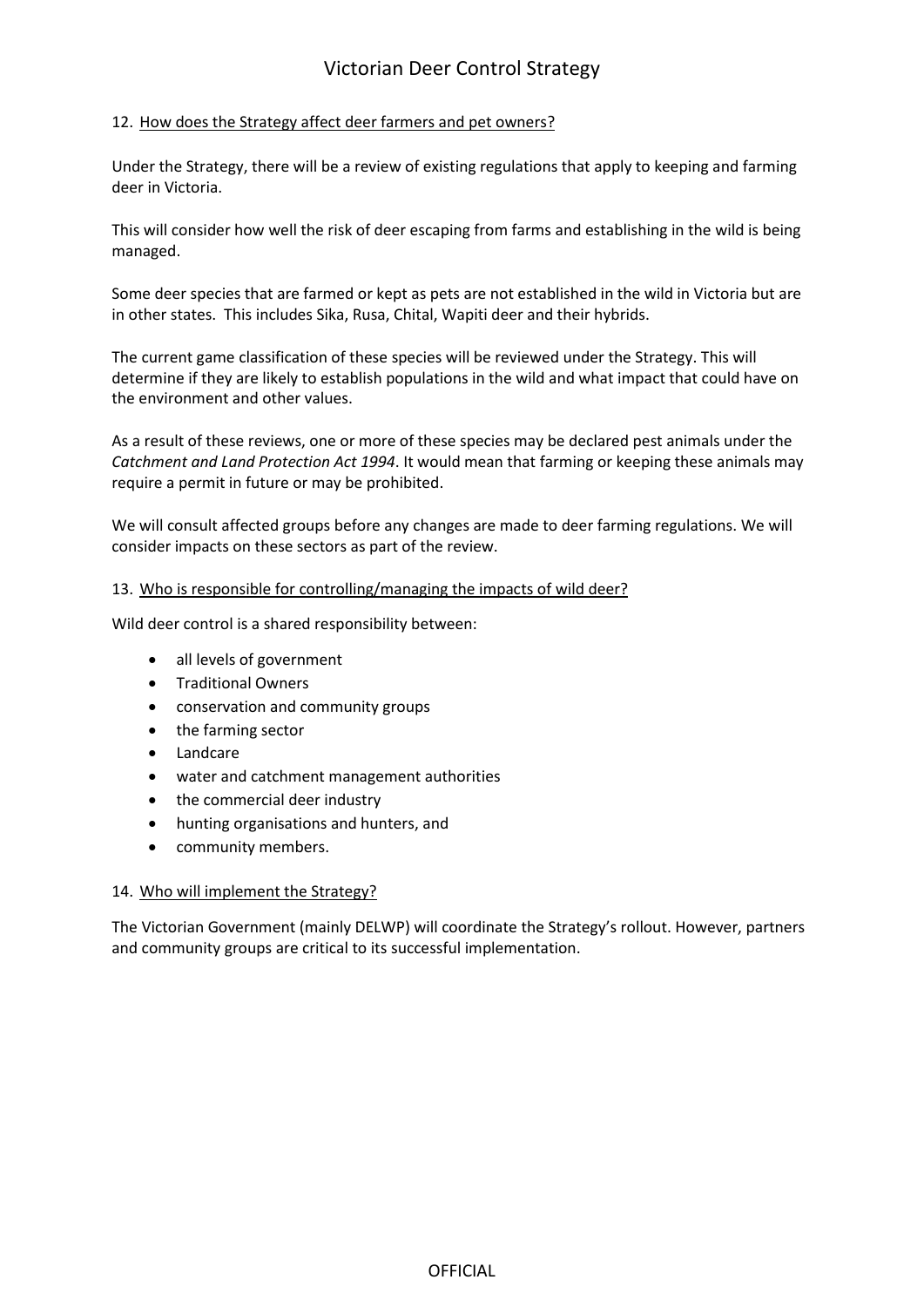12. How does the Strategy affect deer farmers and pet owners?

Under the Strategy, there will be a review of existing regulations that apply to keeping and farming deer in Victoria.

This will consider how well the risk of deer escaping from farms and establishing in the wild is being managed.

Some deer species that are farmed or kept as pets are not established in the wild in Victoria but are in other states. This includes Sika, Rusa, Chital, Wapiti deer and their hybrids.

The current game classification of these species will be reviewed under the Strategy. This will determine if they are likely to establish populations in the wild and what impact that could have on the environment and other values.

As a result of these reviews, one or more of these species may be declared pest animals under the *Catchment and Land Protection Act 1994*. It would mean that farming or keeping these animals may require a permit in future or may be prohibited.

We will consult affected groups before any changes are made to deer farming regulations. We will consider impacts on these sectors as part of the review.

13. Who is responsible for controlling/managing the impacts of wild deer?

Wild deer control is a shared responsibility between:

- all levels of government
- Traditional Owners
- conservation and community groups
- the farming sector
- Landcare
- water and catchment management authorities
- the commercial deer industry
- hunting organisations and hunters, and
- community members.

14. Who will implement the Strategy?

The Victorian Government (mainly DELWP) will coordinate the Strategy's rollout. However, partners and community groups are critical to its successful implementation.